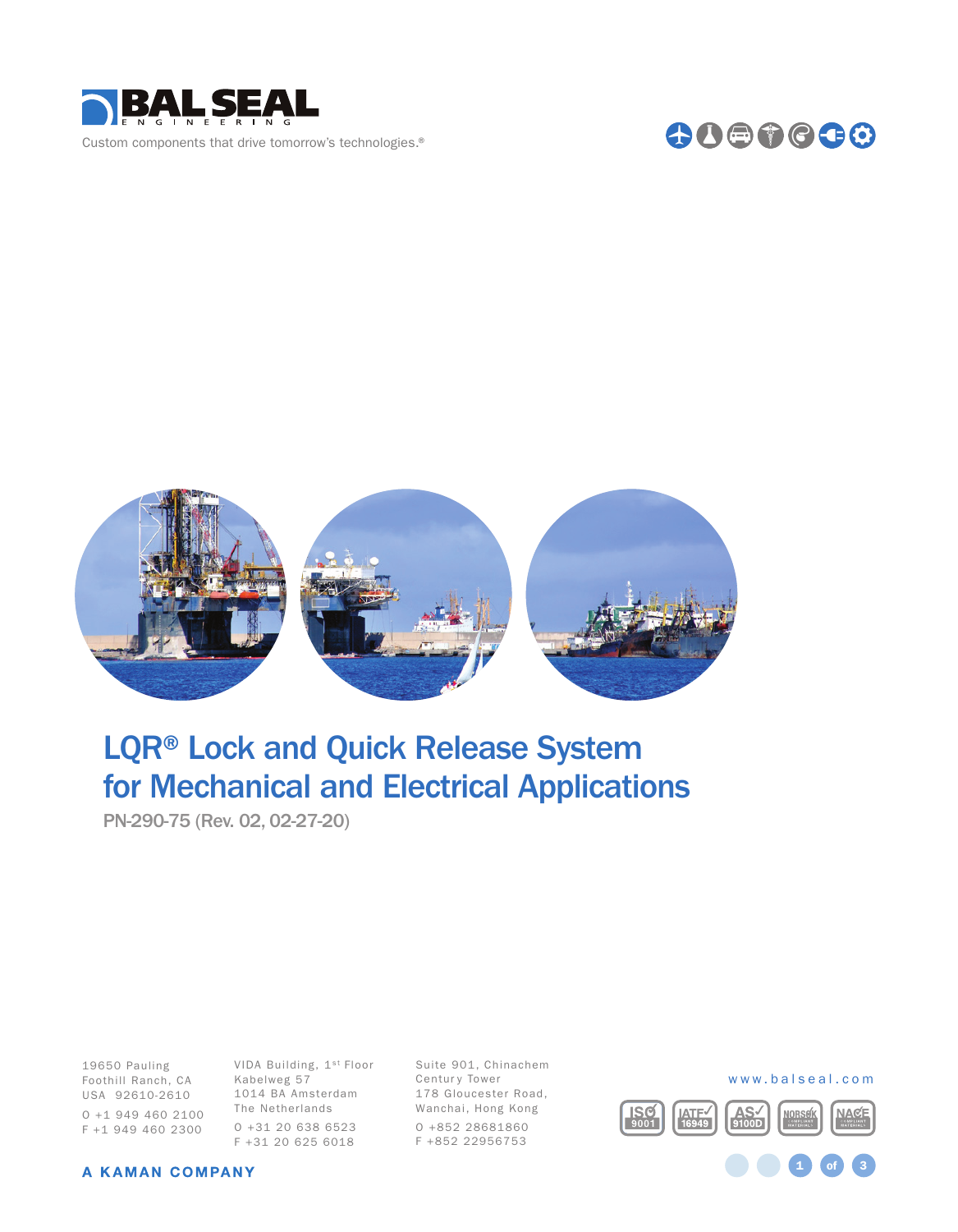BAL SEAL ENGINEERING

Custom components that drive tomorrow's technologies.®

# LQR® Lock and Quick Release System for Mechanical and Electrical Applications

PN-290-75 (Rev. 02, 02-27-20)

19650 Pauling
Foothill Ranch, CA
USA 92610-2610

O +1 949 460 2100
F +1 949 460 2300

VIDA Building, 1st Floor
Kabelweg 57
1014 BA Amsterdam
The Netherlands

O +31 20 638 6523
F +31 20 625 6018

Suite 901, Chinachem
Century Tower
178 Gloucester Road,
Wanchai, Hong Kong

O +852 28681860
F +852 22956753

www.balseal.com

ISO 9001 | IATF 16949 | AS 9100D | NORSOK COMPLIANT MATERIALS | NACE COMPLIANT MATERIALS

**A KAMAN COMPANY**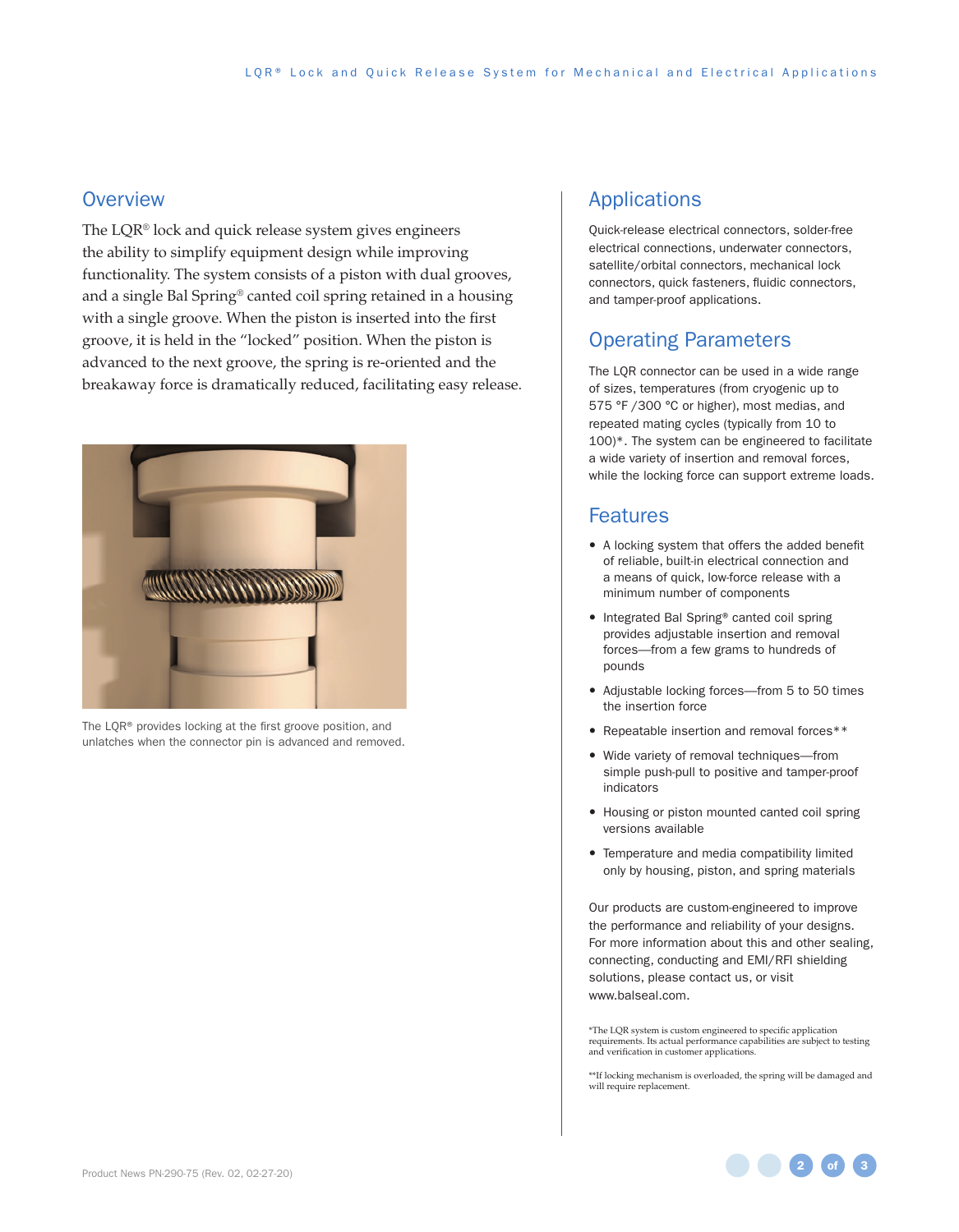## Overview

The LQR® lock and quick release system gives engineers the ability to simplify equipment design while improving functionality. The system consists of a piston with dual grooves, and a single Bal Spring® canted coil spring retained in a housing with a single groove. When the piston is inserted into the first groove, it is held in the "locked" position. When the piston is advanced to the next groove, the spring is re-oriented and the breakaway force is dramatically reduced, facilitating easy release.

The LQR® provides locking at the first groove position, and unlatches when the connector pin is advanced and removed.

## Applications

Quick-release electrical connectors, solder-free electrical connections, underwater connectors, satellite/orbital connectors, mechanical lock connectors, quick fasteners, fluidic connectors, and tamper-proof applications.

## Operating Parameters

The LQR connector can be used in a wide range of sizes, temperatures (from cryogenic up to 575 °F /300 °C or higher), most medias, and repeated mating cycles (typically from 10 to 100)*. The system can be engineered to facilitate a wide variety of insertion and removal forces, while the locking force can support extreme loads.

## Features

- A locking system that offers the added benefit of reliable, built-in electrical connection and a means of quick, low-force release with a minimum number of components
- Integrated Bal Spring® canted coil spring provides adjustable insertion and removal forces—from a few grams to hundreds of pounds
- Adjustable locking forces—from 5 to 50 times the insertion force
- Repeatable insertion and removal forces**
- Wide variety of removal techniques—from simple push-pull to positive and tamper-proof indicators
- Housing or piston mounted canted coil spring versions available
- Temperature and media compatibility limited only by housing, piston, and spring materials

Our products are custom-engineered to improve the performance and reliability of your designs. For more information about this and other sealing, connecting, conducting and EMI/RFI shielding solutions, please contact us, or visit www.balseal.com.

*The LQR system is custom engineered to specific application requirements. Its actual performance capabilities are subject to testing and verification in customer applications.

**If locking mechanism is overloaded, the spring will be damaged and will require replacement.

Product News PN-290-75 (Rev. 02, 02-27-20)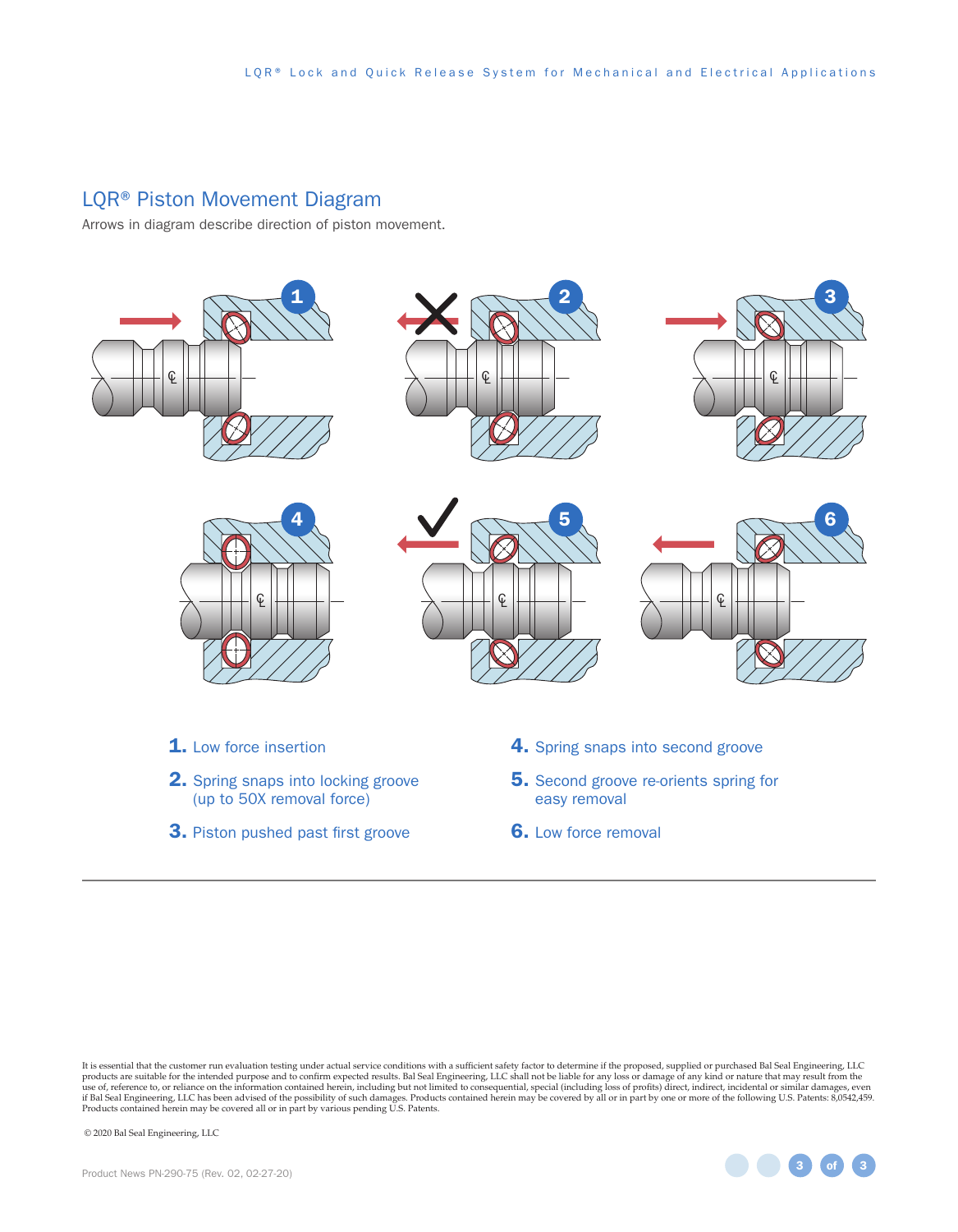## LQR® Piston Movement Diagram

Arrows in diagram describe direction of piston movement.

1. Low force insertion
2. Spring snaps into locking groove (up to 50X removal force)
3. Piston pushed past first groove
4. Spring snaps into second groove
5. Second groove re-orients spring for easy removal
6. Low force removal

---

It is essential that the customer run evaluation testing under actual service conditions with a sufficient safety factor to determine if the proposed, supplied or purchased Bal Seal Engineering, LLC products are suitable for the intended purpose and to confirm expected results. Bal Seal Engineering, LLC shall not be liable for any loss or damage of any kind or nature that may result from the use of, reference to, or reliance on the information contained herein, including but not limited to consequential, special (including loss of profits) direct, indirect, incidental or similar damages, even if Bal Seal Engineering, LLC has been advised of the possibility of such damages. Products contained herein may be covered by all or in part by one or more of the following U.S. Patents: 8,0542,459. Products contained herein may be covered all or in part by various pending U.S. Patents.

© 2020 Bal Seal Engineering, LLC

Product News PN-290-75 (Rev. 02, 02-27-20)